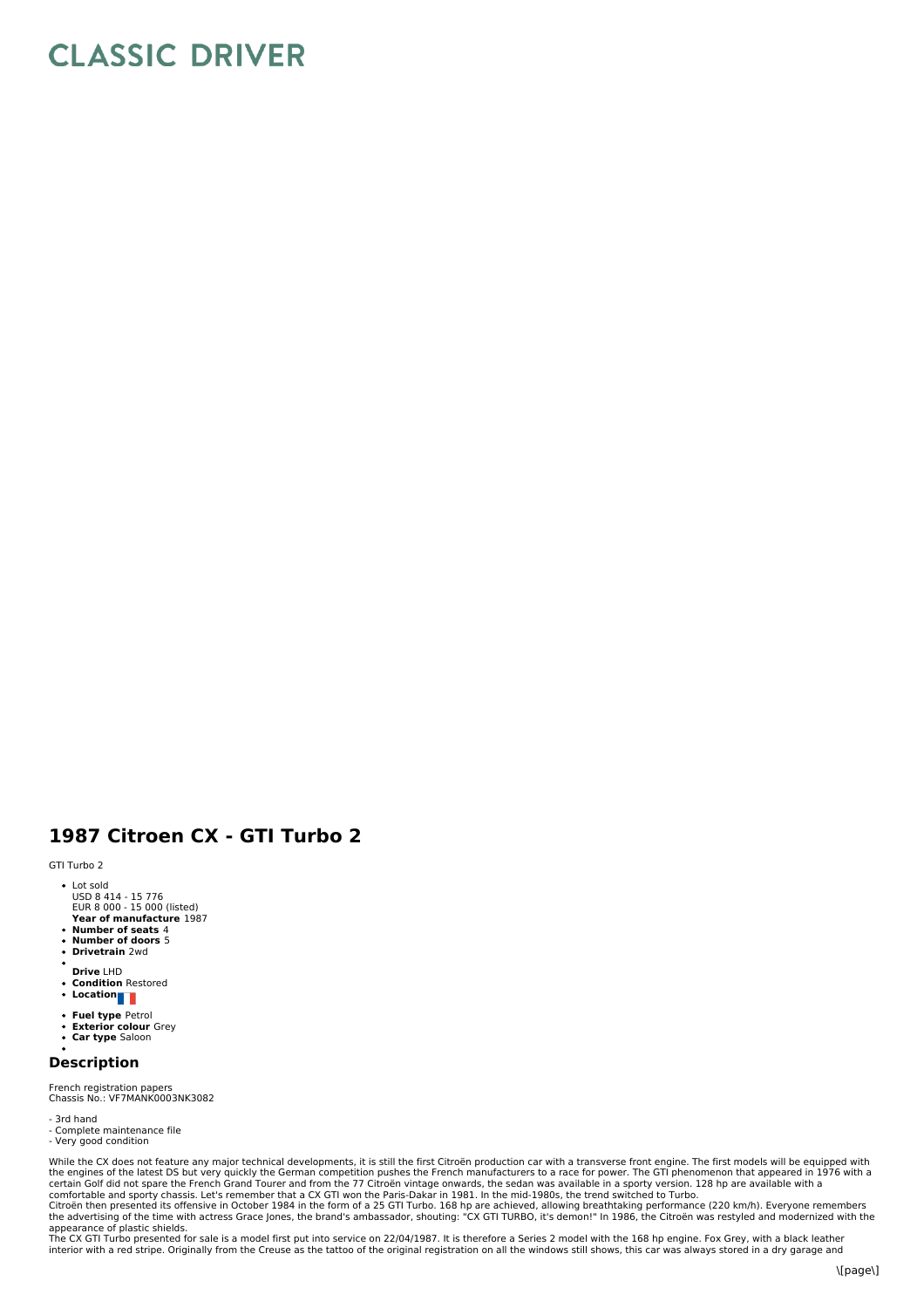# CLASSIC DRIVER

## 1987 Citroen CX - GTI Turbo 2

GTI Turbo 2

- Lot sold
  USD 8 414 - 15 776
  EUR 8 000 - 15 000 (listed)
  **Year of manufacture** 1987
- **Number of seats** 4
- **Number of doors** 5
- **Drivetrain** 2wd
- **Drive** LHD
- **Condition** Restored
- **Location**
- **Fuel type** Petrol
- **Exterior colour** Grey
- **Car type** Saloon

### Description

French registration papers
Chassis No.: VF7MANK0003NK3082

- 3rd hand
- Complete maintenance file
- Very good condition

While the CX does not feature any major technical developments, it is still the first Citroën production car with a transverse front engine. The first models will be equipped with the engines of the latest DS but very quickly the German competition pushes the French manufacturers to a race for power. The GTI phenomenon that appeared in 1976 with a certain Golf did not spare the French Grand Tourer and from the 77 Citroën vintage onwards, the sedan was available in a sporty version. 128 hp are available with a comfortable and sporty chassis. Let's remember that a CX GTI won the Paris-Dakar in 1981. In the mid-1980s, the trend switched to Turbo.
Citroën then presented its offensive in October 1984 in the form of a 25 GTI Turbo. 168 hp are achieved, allowing breathtaking performance (220 km/h). Everyone remembers the advertising of the time with actress Grace Jones, the brand's ambassador, shouting: "CX GTI TURBO, it's demon!" In 1986, the Citroën was restyled and modernized with the appearance of plastic shields.
The CX GTI Turbo presented for sale is a model first put into service on 22/04/1987. It is therefore a Series 2 model with the 168 hp engine. Fox Grey, with a black leather interior with a red stripe. Originally from the Creuse as the tattoo of the original registration on all the windows still shows, this car was always stored in a dry garage and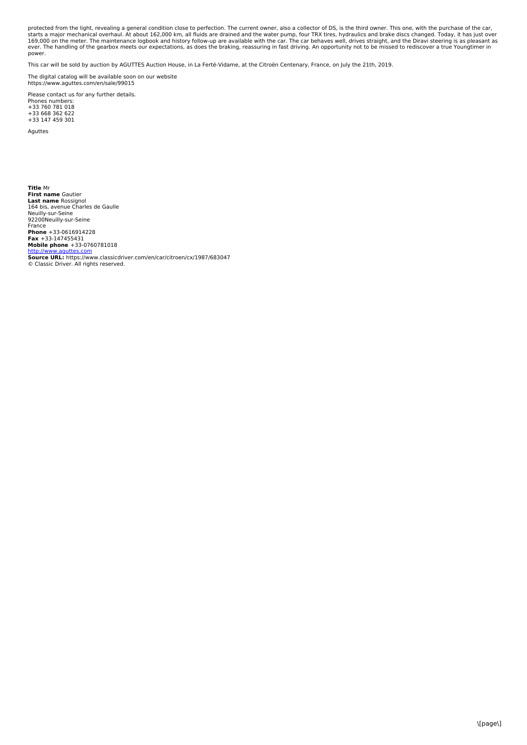protected from the light, revealing a general condition close to perfection. The current owner, also a collector of DS, is the third owner. This one, with the purchase of the car, starts a major mechanical overhaul. At about 162,000 km, all fluids are drained and the water pump, four TRX tires, hydraulics and brake discs changed. Today, it has just over 169,000 on the meter. The maintenance logbook and history follow-up are available with the car. The car behaves well, drives straight, and the Diravi steering is as pleasant as ever. The handling of the gearbox meets our expectations, as does the braking, reassuring in fast driving. An opportunity not to be missed to rediscover a true Youngtimer in power.

This car will be sold by auction by AGUTTES Auction House, in La Ferté-Vidame, at the Citroën Centenary, France, on July the 21th, 2019.

The digital catalog will be available soon on our website
https://www.aguttes.com/en/sale/99015

Please contact us for any further details.
Phones numbers:
+33 760 781 018
+33 668 362 622
+33 147 459 301

Aguttes

**Title** Mr
**First name** Gautier
**Last name** Rossignol
164 bis, avenue Charles de Gaulle
Neuilly-sur-Seine
92200Neuilly-sur-Seine
France
**Phone** +33-0616914228
**Fax** +33-147455431
**Mobile phone** +33-0760781018
http://www.aguttes.com
**Source URL:** https://www.classicdriver.com/en/car/citroen/cx/1987/683047
© Classic Driver. All rights reserved.